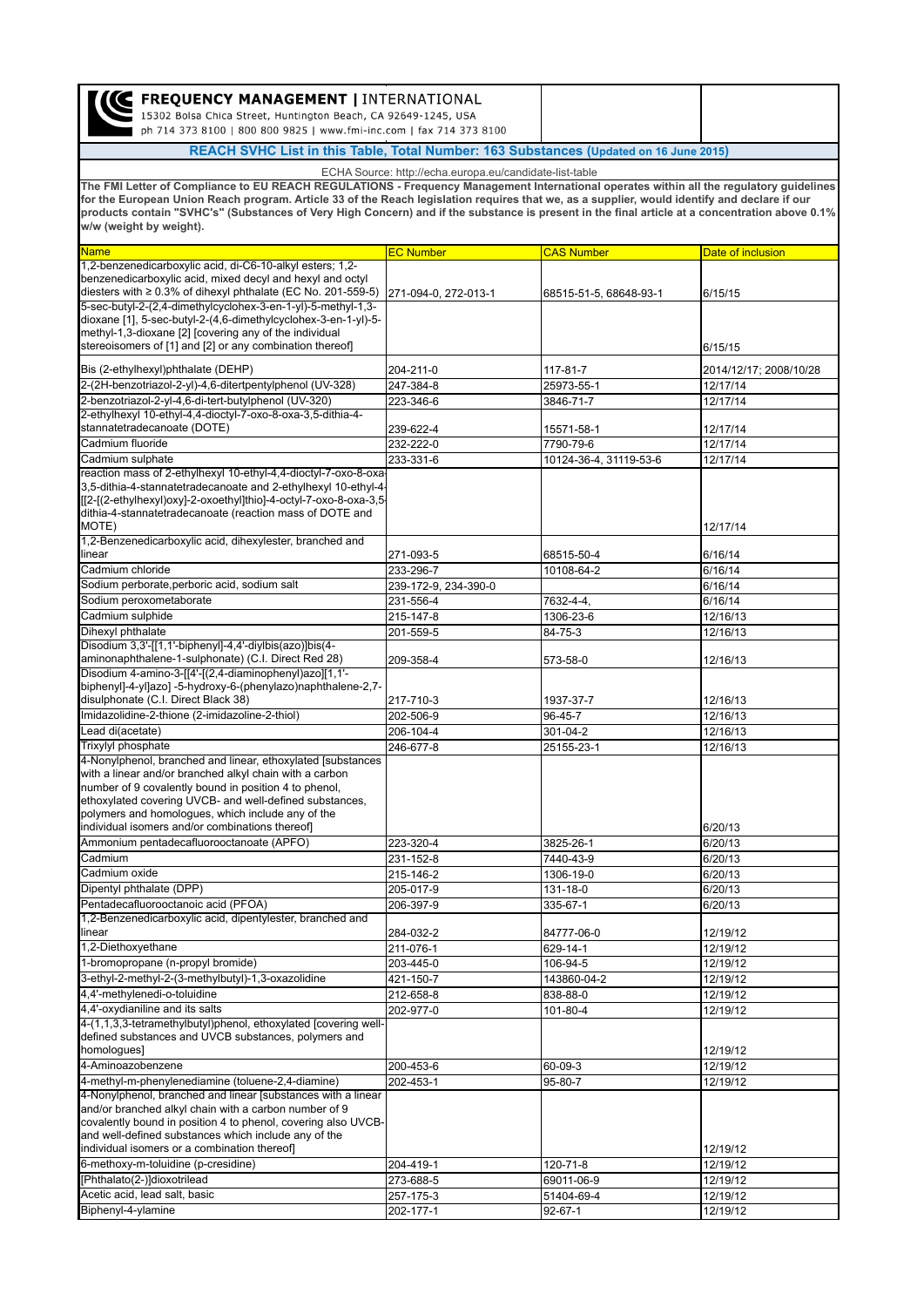**FREQUENCY MANAGEMENT | INTERNATIONAL**
15302 Bolsa Chica Street, Huntington Beach, CA 92649-1245, USA
ph 714 373 8100 | 800 800 9825 | www.fmi-inc.com | fax 714 373 8100

## REACH SVHC List in this Table, Total Number: 163 Substances (Updated on 16 June 2015)

ECHA Source: http://echa.europa.eu/candidate-list-table

**The FMI Letter of Compliance to EU REACH REGULATIONS - Frequency Management International operates within all the regulatory guidelines for the European Union Reach program. Article 33 of the Reach legislation requires that we, as a supplier, would identify and declare if our products contain "SVHC's" (Substances of Very High Concern) and if the substance is present in the final article at a concentration above 0.1% w/w (weight by weight).**

| Name | EC Number | CAS Number | Date of inclusion |
|---|---|---|---|
| 1,2-benzenedicarboxylic acid, di-C6-10-alkyl esters; 1,2-benzenedicarboxylic acid, mixed decyl and hexyl and octyl diesters with ≥ 0.3% of dihexyl phthalate (EC No. 201-559-5) | 271-094-0, 272-013-1 | 68515-51-5, 68648-93-1 | 6/15/15 |
| 5-sec-butyl-2-(2,4-dimethylcyclohex-3-en-1-yl)-5-methyl-1,3-dioxane [1], 5-sec-butyl-2-(4,6-dimethylcyclohex-3-en-1-yl)-5-methyl-1,3-dioxane [2] [covering any of the individual stereoisomers of [1] and [2] or any combination thereof] | | | 6/15/15 |
| Bis (2-ethylhexyl)phthalate (DEHP) | 204-211-0 | 117-81-7 | 2014/12/17; 2008/10/28 |
| 2-(2H-benzotriazol-2-yl)-4,6-ditertpentylphenol (UV-328) | 247-384-8 | 25973-55-1 | 12/17/14 |
| 2-benzotriazol-2-yl-4,6-di-tert-butylphenol (UV-320) | 223-346-6 | 3846-71-7 | 12/17/14 |
| 2-ethylhexyl 10-ethyl-4,4-dioctyl-7-oxo-8-oxa-3,5-dithia-4-stannatetradecanoate (DOTE) | 239-622-4 | 15571-58-1 | 12/17/14 |
| Cadmium fluoride | 232-222-0 | 7790-79-6 | 12/17/14 |
| Cadmium sulphate | 233-331-6 | 10124-36-4, 31119-53-6 | 12/17/14 |
| reaction mass of 2-ethylhexyl 10-ethyl-4,4-dioctyl-7-oxo-8-oxa-3,5-dithia-4-stannatetradecanoate and 2-ethylhexyl 10-ethyl-4-[[2-[(2-ethylhexyl)oxy]-2-oxoethyl]thio]-4-octyl-7-oxo-8-oxa-3,5-dithia-4-stannatetradecanoate (reaction mass of DOTE and MOTE) | | | 12/17/14 |
| 1,2-Benzenedicarboxylic acid, dihexylester, branched and linear | 271-093-5 | 68515-50-4 | 6/16/14 |
| Cadmium chloride | 233-296-7 | 10108-64-2 | 6/16/14 |
| Sodium perborate,perboric acid, sodium salt | 239-172-9, 234-390-0 | | 6/16/14 |
| Sodium peroxometaborate | 231-556-4 | 7632-4-4, | 6/16/14 |
| Cadmium sulphide | 215-147-8 | 1306-23-6 | 12/16/13 |
| Dihexyl phthalate | 201-559-5 | 84-75-3 | 12/16/13 |
| Disodium 3,3'-[[1,1'-biphenyl]-4,4'-diylbis(azo)]bis(4-aminonaphthalene-1-sulphonate) (C.I. Direct Red 28) | 209-358-4 | 573-58-0 | 12/16/13 |
| Disodium 4-amino-3-[[4'-[(2,4-diaminophenyl)azo][1,1'-biphenyl]-4-yl]azo] -5-hydroxy-6-(phenylazo)naphthalene-2,7-disulphonate (C.I. Direct Black 38) | 217-710-3 | 1937-37-7 | 12/16/13 |
| Imidazolidine-2-thione (2-imidazoline-2-thiol) | 202-506-9 | 96-45-7 | 12/16/13 |
| Lead di(acetate) | 206-104-4 | 301-04-2 | 12/16/13 |
| Trixylyl phosphate | 246-677-8 | 25155-23-1 | 12/16/13 |
| 4-Nonylphenol, branched and linear, ethoxylated [substances with a linear and/or branched alkyl chain with a carbon number of 9 covalently bound in position 4 to phenol, ethoxylated covering UVCB- and well-defined substances, polymers and homologues, which include any of the individual isomers and/or combinations thereof] | | | 6/20/13 |
| Ammonium pentadecafluorooctanoate (APFO) | 223-320-4 | 3825-26-1 | 6/20/13 |
| Cadmium | 231-152-8 | 7440-43-9 | 6/20/13 |
| Cadmium oxide | 215-146-2 | 1306-19-0 | 6/20/13 |
| Dipentyl phthalate (DPP) | 205-017-9 | 131-18-0 | 6/20/13 |
| Pentadecafluorooctanoic acid (PFOA) | 206-397-9 | 335-67-1 | 6/20/13 |
| 1,2-Benzenedicarboxylic acid, dipentylester, branched and linear | 284-032-2 | 84777-06-0 | 12/19/12 |
| 1,2-Diethoxyethane | 211-076-1 | 629-14-1 | 12/19/12 |
| 1-bromopropane (n-propyl bromide) | 203-445-0 | 106-94-5 | 12/19/12 |
| 3-ethyl-2-methyl-2-(3-methylbutyl)-1,3-oxazolidine | 421-150-7 | 143860-04-2 | 12/19/12 |
| 4,4'-methylenedi-o-toluidine | 212-658-8 | 838-88-0 | 12/19/12 |
| 4,4'-oxydianiline and its salts | 202-977-0 | 101-80-4 | 12/19/12 |
| 4-(1,1,3,3-tetramethylbutyl)phenol, ethoxylated [covering well-defined substances and UVCB substances, polymers and homologues] | | | 12/19/12 |
| 4-Aminoazobenzene | 200-453-6 | 60-09-3 | 12/19/12 |
| 4-methyl-m-phenylenediamine (toluene-2,4-diamine) | 202-453-1 | 95-80-7 | 12/19/12 |
| 4-Nonylphenol, branched and linear [substances with a linear and/or branched alkyl chain with a carbon number of 9 covalently bound in position 4 to phenol, covering also UVCB- and well-defined substances which include any of the individual isomers or a combination thereof] | | | 12/19/12 |
| 6-methoxy-m-toluidine (p-cresidine) | 204-419-1 | 120-71-8 | 12/19/12 |
| [Phthalato(2-)]dioxotrilead | 273-688-5 | 69011-06-9 | 12/19/12 |
| Acetic acid, lead salt, basic | 257-175-3 | 51404-69-4 | 12/19/12 |
| Biphenyl-4-ylamine | 202-177-1 | 92-67-1 | 12/19/12 |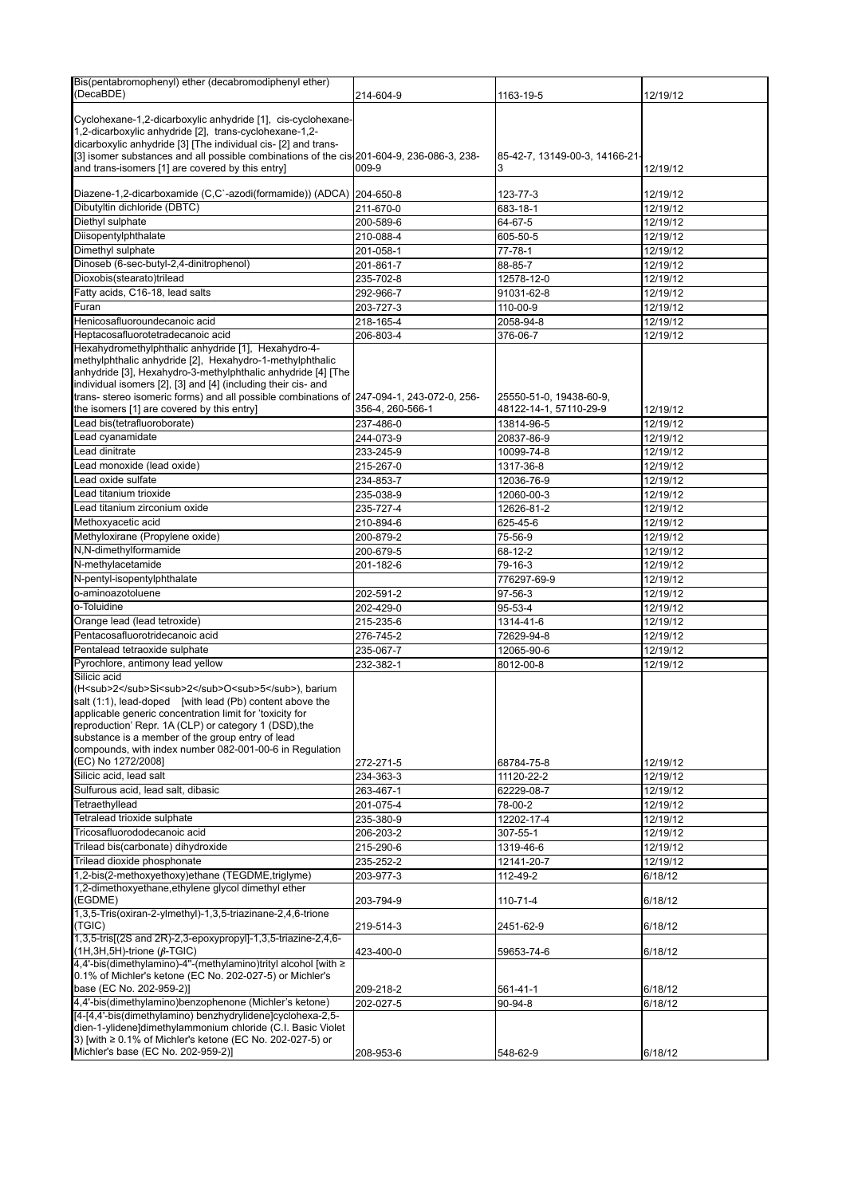| | | | |
|---|---|---|---|
| Bis(pentabromophenyl) ether (decabromodiphenyl ether) (DecaBDE) | 214-604-9 | 1163-19-5 | 12/19/12 |
| Cyclohexane-1,2-dicarboxylic anhydride [1], cis-cyclohexane-1,2-dicarboxylic anhydride [2], trans-cyclohexane-1,2-dicarboxylic anhydride [3] [The individual cis- [2] and trans- [3] isomer substances and all possible combinations of the cis- and trans-isomers [1] are covered by this entry] | 201-604-9, 236-086-3, 238-009-9 | 85-42-7, 13149-00-3, 14166-21-3 | 12/19/12 |
| Diazene-1,2-dicarboxamide (C,C`-azodi(formamide)) (ADCA) | 204-650-8 | 123-77-3 | 12/19/12 |
| Dibutyltin dichloride (DBTC) | 211-670-0 | 683-18-1 | 12/19/12 |
| Diethyl sulphate | 200-589-6 | 64-67-5 | 12/19/12 |
| Diisopentylphthalate | 210-088-4 | 605-50-5 | 12/19/12 |
| Dimethyl sulphate | 201-058-1 | 77-78-1 | 12/19/12 |
| Dinoseb (6-sec-butyl-2,4-dinitrophenol) | 201-861-7 | 88-85-7 | 12/19/12 |
| Dioxobis(stearato)trilead | 235-702-8 | 12578-12-0 | 12/19/12 |
| Fatty acids, C16-18, lead salts | 292-966-7 | 91031-62-8 | 12/19/12 |
| Furan | 203-727-3 | 110-00-9 | 12/19/12 |
| Henicosafluoroundecanoic acid | 218-165-4 | 2058-94-8 | 12/19/12 |
| Heptacosafluorotetradecanoic acid | 206-803-4 | 376-06-7 | 12/19/12 |
| Hexahydromethylphthalic anhydride [1], Hexahydro-4-methylphthalic anhydride [2], Hexahydro-1-methylphthalic anhydride [3], Hexahydro-3-methylphthalic anhydride [4] [The individual isomers [2], [3] and [4] (including their cis- and trans- stereo isomeric forms) and all possible combinations of the isomers [1] are covered by this entry] | 247-094-1, 243-072-0, 256-356-4, 260-566-1 | 25550-51-0, 19438-60-9, 48122-14-1, 57110-29-9 | 12/19/12 |
| Lead bis(tetrafluoroborate) | 237-486-0 | 13814-96-5 | 12/19/12 |
| Lead cyanamidate | 244-073-9 | 20837-86-9 | 12/19/12 |
| Lead dinitrate | 233-245-9 | 10099-74-8 | 12/19/12 |
| Lead monoxide (lead oxide) | 215-267-0 | 1317-36-8 | 12/19/12 |
| Lead oxide sulfate | 234-853-7 | 12036-76-9 | 12/19/12 |
| Lead titanium trioxide | 235-038-9 | 12060-00-3 | 12/19/12 |
| Lead titanium zirconium oxide | 235-727-4 | 12626-81-2 | 12/19/12 |
| Methoxyacetic acid | 210-894-6 | 625-45-6 | 12/19/12 |
| Methyloxirane (Propylene oxide) | 200-879-2 | 75-56-9 | 12/19/12 |
| N,N-dimethylformamide | 200-679-5 | 68-12-2 | 12/19/12 |
| N-methylacetamide | 201-182-6 | 79-16-3 | 12/19/12 |
| N-pentyl-isopentylphthalate | | 776297-69-9 | 12/19/12 |
| o-aminoazotoluene | 202-591-2 | 97-56-3 | 12/19/12 |
| o-Toluidine | 202-429-0 | 95-53-4 | 12/19/12 |
| Orange lead (lead tetroxide) | 215-235-6 | 1314-41-6 | 12/19/12 |
| Pentacosafluorotridecanoic acid | 276-745-2 | 72629-94-8 | 12/19/12 |
| Pentalead tetraoxide sulphate | 235-067-7 | 12065-90-6 | 12/19/12 |
| Pyrochlore, antimony lead yellow | 232-382-1 | 8012-00-8 | 12/19/12 |
| Silicic acid ($H_2Si_2O_5$), barium salt (1:1), lead-doped [with lead (Pb) content above the applicable generic concentration limit for 'toxicity for reproduction' Repr. 1A (CLP) or category 1 (DSD),the substance is a member of the group entry of lead compounds, with index number 082-001-00-6 in Regulation (EC) No 1272/2008] | 272-271-5 | 68784-75-8 | 12/19/12 |
| Silicic acid, lead salt | 234-363-3 | 11120-22-2 | 12/19/12 |
| Sulfurous acid, lead salt, dibasic | 263-467-1 | 62229-08-7 | 12/19/12 |
| Tetraethyllead | 201-075-4 | 78-00-2 | 12/19/12 |
| Tetralead trioxide sulphate | 235-380-9 | 12202-17-4 | 12/19/12 |
| Tricosafluorododecanoic acid | 206-203-2 | 307-55-1 | 12/19/12 |
| Trilead bis(carbonate) dihydroxide | 215-290-6 | 1319-46-6 | 12/19/12 |
| Trilead dioxide phosphonate | 235-252-2 | 12141-20-7 | 12/19/12 |
| 1,2-bis(2-methoxyethoxy)ethane (TEGDME,triglyme) | 203-977-3 | 112-49-2 | 6/18/12 |
| 1,2-dimethoxyethane,ethylene glycol dimethyl ether (EGDME) | 203-794-9 | 110-71-4 | 6/18/12 |
| 1,3,5-Tris(oxiran-2-ylmethyl)-1,3,5-triazinane-2,4,6-trione (TGIC) | 219-514-3 | 2451-62-9 | 6/18/12 |
| 1,3,5-tris[(2S and 2R)-2,3-epoxypropyl]-1,3,5-triazine-2,4,6-(1H,3H,5H)-trione ($\beta$-TGIC) | 423-400-0 | 59653-74-6 | 6/18/12 |
| 4,4'-bis(dimethylamino)-4''-(methylamino)trityl alcohol [with ≥ 0.1% of Michler's ketone (EC No. 202-027-5) or Michler's base (EC No. 202-959-2)] | 209-218-2 | 561-41-1 | 6/18/12 |
| 4,4'-bis(dimethylamino)benzophenone (Michler's ketone) | 202-027-5 | 90-94-8 | 6/18/12 |
| [4-[4,4'-bis(dimethylamino) benzhydrylidene]cyclohexa-2,5-dien-1-ylidene]dimethylammonium chloride (C.I. Basic Violet 3) [with ≥ 0.1% of Michler's ketone (EC No. 202-027-5) or Michler's base (EC No. 202-959-2)] | 208-953-6 | 548-62-9 | 6/18/12 |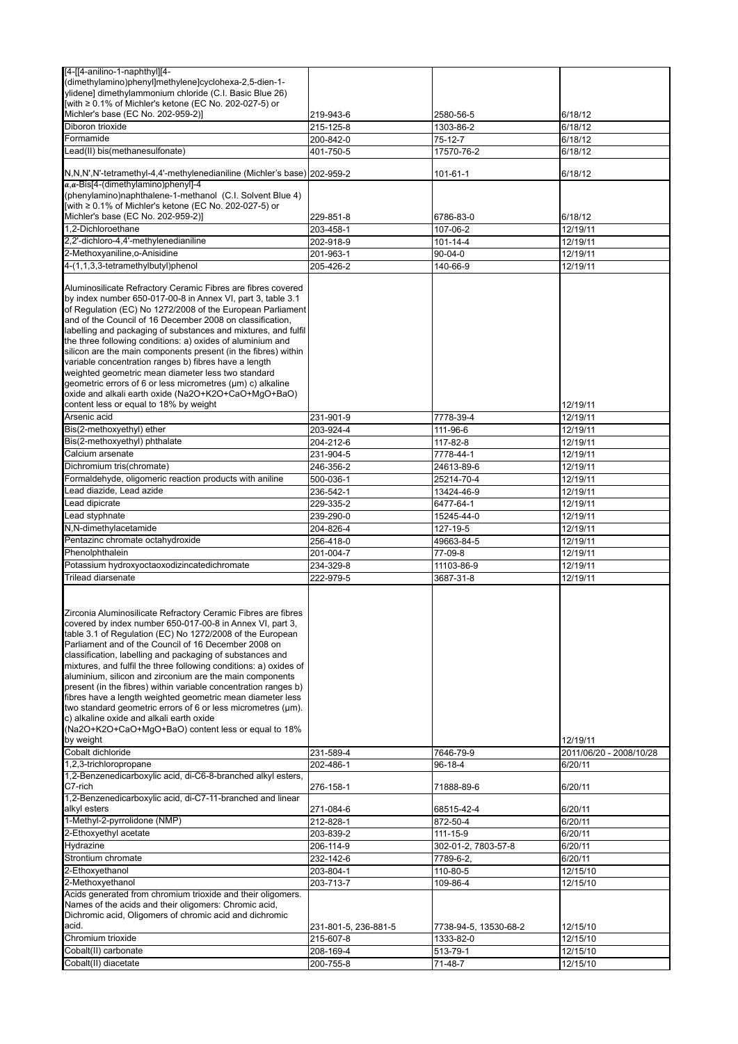| | | | |
|---|---|---|---|
| [4-[[4-anilino-1-naphthyl][4-(dimethylamino)phenyl]methylene]cyclohexa-2,5-dien-1-ylidene] dimethylammonium chloride (C.I. Basic Blue 26) [with ≥ 0.1% of Michler's ketone (EC No. 202-027-5) or Michler's base (EC No. 202-959-2)] | 219-943-6 | 2580-56-5 | 6/18/12 |
| Diboron trioxide | 215-125-8 | 1303-86-2 | 6/18/12 |
| Formamide | 200-842-0 | 75-12-7 | 6/18/12 |
| Lead(II) bis(methanesulfonate) | 401-750-5 | 17570-76-2 | 6/18/12 |
| N,N,N',N'-tetramethyl-4,4'-methylenedianiline (Michler's base) | 202-959-2 | 101-61-1 | 6/18/12 |
| α,α-Bis[4-(dimethylamino)phenyl]-4 (phenylamino)naphthalene-1-methanol (C.I. Solvent Blue 4) [with ≥ 0.1% of Michler's ketone (EC No. 202-027-5) or Michler's base (EC No. 202-959-2)] | 229-851-8 | 6786-83-0 | 6/18/12 |
| 1,2-Dichloroethane | 203-458-1 | 107-06-2 | 12/19/11 |
| 2,2'-dichloro-4,4'-methylenedianiline | 202-918-9 | 101-14-4 | 12/19/11 |
| 2-Methoxyaniline,o-Anisidine | 201-963-1 | 90-04-0 | 12/19/11 |
| 4-(1,1,3,3-tetramethylbutyl)phenol | 205-426-2 | 140-66-9 | 12/19/11 |
| Aluminosilicate Refractory Ceramic Fibres are fibres covered by index number 650-017-00-8 in Annex VI, part 3, table 3.1 of Regulation (EC) No 1272/2008 of the European Parliament and of the Council of 16 December 2008 on classification, labelling and packaging of substances and mixtures, and fulfil the three following conditions: a) oxides of aluminium and silicon are the main components present (in the fibres) within variable concentration ranges b) fibres have a length weighted geometric mean diameter less two standard geometric errors of 6 or less micrometres (µm) c) alkaline oxide and alkali earth oxide (Na2O+K2O+CaO+MgO+BaO) content less or equal to 18% by weight | | | 12/19/11 |
| Arsenic acid | 231-901-9 | 7778-39-4 | 12/19/11 |
| Bis(2-methoxyethyl) ether | 203-924-4 | 111-96-6 | 12/19/11 |
| Bis(2-methoxyethyl) phthalate | 204-212-6 | 117-82-8 | 12/19/11 |
| Calcium arsenate | 231-904-5 | 7778-44-1 | 12/19/11 |
| Dichromium tris(chromate) | 246-356-2 | 24613-89-6 | 12/19/11 |
| Formaldehyde, oligomeric reaction products with aniline | 500-036-1 | 25214-70-4 | 12/19/11 |
| Lead diazide, Lead azide | 236-542-1 | 13424-46-9 | 12/19/11 |
| Lead dipicrate | 229-335-2 | 6477-64-1 | 12/19/11 |
| Lead styphnate | 239-290-0 | 15245-44-0 | 12/19/11 |
| N,N-dimethylacetamide | 204-826-4 | 127-19-5 | 12/19/11 |
| Pentazinc chromate octahydroxide | 256-418-0 | 49663-84-5 | 12/19/11 |
| Phenolphthalein | 201-004-7 | 77-09-8 | 12/19/11 |
| Potassium hydroxyoctaoxodizincatedichromate | 234-329-8 | 11103-86-9 | 12/19/11 |
| Trilead diarsenate | 222-979-5 | 3687-31-8 | 12/19/11 |
| Zirconia Aluminosilicate Refractory Ceramic Fibres are fibres covered by index number 650-017-00-8 in Annex VI, part 3, table 3.1 of Regulation (EC) No 1272/2008 of the European Parliament and of the Council of 16 December 2008 on classification, labelling and packaging of substances and mixtures, and fulfil the three following conditions: a) oxides of aluminium, silicon and zirconium are the main components present (in the fibres) within variable concentration ranges b) fibres have a length weighted geometric mean diameter less two standard geometric errors of 6 or less micrometres (µm). c) alkaline oxide and alkali earth oxide (Na2O+K2O+CaO+MgO+BaO) content less or equal to 18% by weight | | | 12/19/11 |
| Cobalt dichloride | 231-589-4 | 7646-79-9 | 2011/06/20 - 2008/10/28 |
| 1,2,3-trichloropropane | 202-486-1 | 96-18-4 | 6/20/11 |
| 1,2-Benzenedicarboxylic acid, di-C6-8-branched alkyl esters, C7-rich | 276-158-1 | 71888-89-6 | 6/20/11 |
| 1,2-Benzenedicarboxylic acid, di-C7-11-branched and linear alkyl esters | 271-084-6 | 68515-42-4 | 6/20/11 |
| 1-Methyl-2-pyrrolidone (NMP) | 212-828-1 | 872-50-4 | 6/20/11 |
| 2-Ethoxyethyl acetate | 203-839-2 | 111-15-9 | 6/20/11 |
| Hydrazine | 206-114-9 | 302-01-2, 7803-57-8 | 6/20/11 |
| Strontium chromate | 232-142-6 | 7789-6-2, | 6/20/11 |
| 2-Ethoxyethanol | 203-804-1 | 110-80-5 | 12/15/10 |
| 2-Methoxyethanol | 203-713-7 | 109-86-4 | 12/15/10 |
| Acids generated from chromium trioxide and their oligomers. Names of the acids and their oligomers: Chromic acid, Dichromic acid, Oligomers of chromic acid and dichromic acid. | 231-801-5, 236-881-5 | 7738-94-5, 13530-68-2 | 12/15/10 |
| Chromium trioxide | 215-607-8 | 1333-82-0 | 12/15/10 |
| Cobalt(II) carbonate | 208-169-4 | 513-79-1 | 12/15/10 |
| Cobalt(II) diacetate | 200-755-8 | 71-48-7 | 12/15/10 |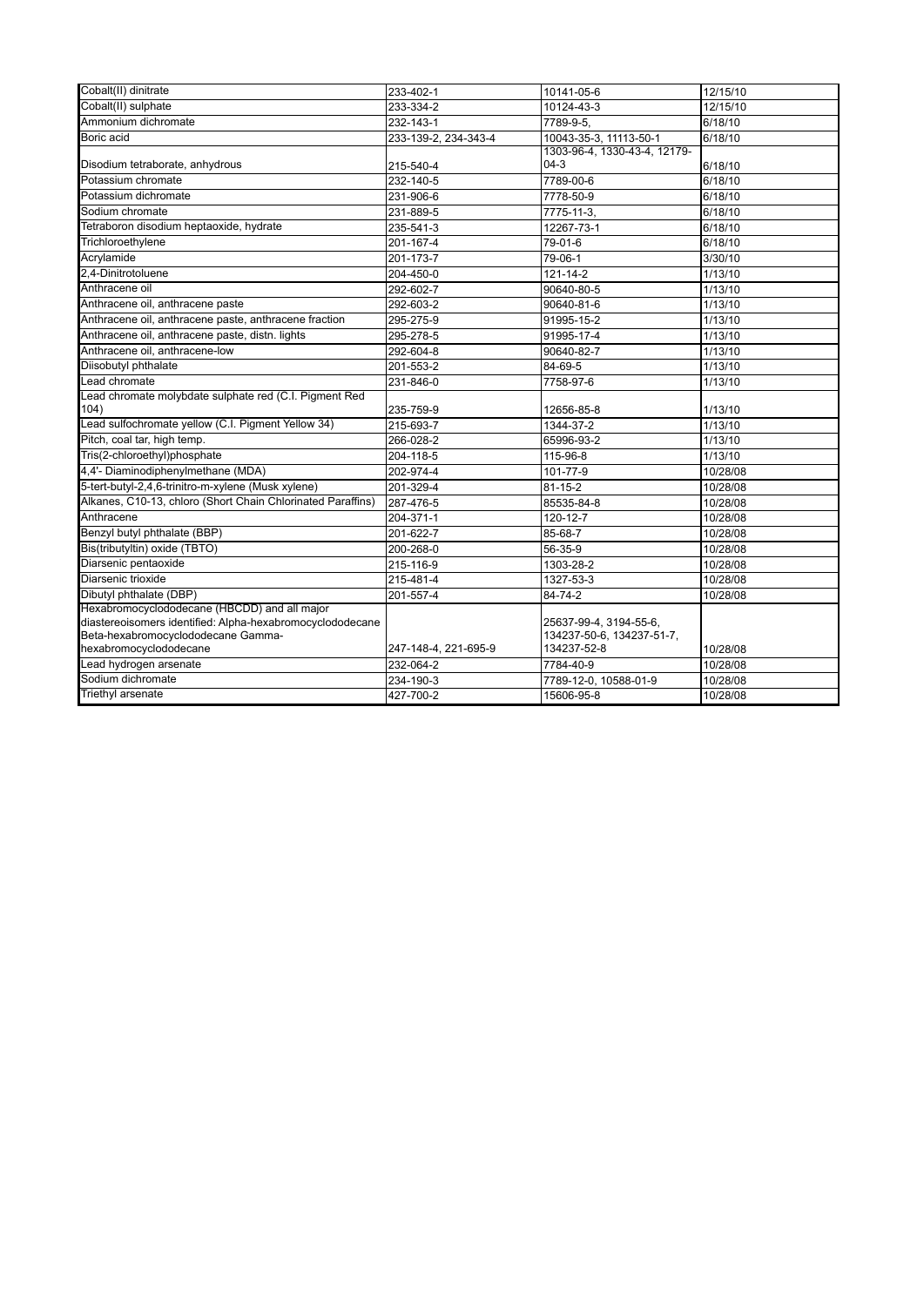| | | | |
|---|---|---|---|
| Cobalt(II) dinitrate | 233-402-1 | 10141-05-6 | 12/15/10 |
| Cobalt(II) sulphate | 233-334-2 | 10124-43-3 | 12/15/10 |
| Ammonium dichromate | 232-143-1 | 7789-9-5, | 6/18/10 |
| Boric acid | 233-139-2, 234-343-4 | 10043-35-3, 11113-50-1 | 6/18/10 |
| Disodium tetraborate, anhydrous | 215-540-4 | 1303-96-4, 1330-43-4, 12179-04-3 | 6/18/10 |
| Potassium chromate | 232-140-5 | 7789-00-6 | 6/18/10 |
| Potassium dichromate | 231-906-6 | 7778-50-9 | 6/18/10 |
| Sodium chromate | 231-889-5 | 7775-11-3, | 6/18/10 |
| Tetraboron disodium heptaoxide, hydrate | 235-541-3 | 12267-73-1 | 6/18/10 |
| Trichloroethylene | 201-167-4 | 79-01-6 | 6/18/10 |
| Acrylamide | 201-173-7 | 79-06-1 | 3/30/10 |
| 2,4-Dinitrotoluene | 204-450-0 | 121-14-2 | 1/13/10 |
| Anthracene oil | 292-602-7 | 90640-80-5 | 1/13/10 |
| Anthracene oil, anthracene paste | 292-603-2 | 90640-81-6 | 1/13/10 |
| Anthracene oil, anthracene paste, anthracene fraction | 295-275-9 | 91995-15-2 | 1/13/10 |
| Anthracene oil, anthracene paste, distn. lights | 295-278-5 | 91995-17-4 | 1/13/10 |
| Anthracene oil, anthracene-low | 292-604-8 | 90640-82-7 | 1/13/10 |
| Diisobutyl phthalate | 201-553-2 | 84-69-5 | 1/13/10 |
| Lead chromate | 231-846-0 | 7758-97-6 | 1/13/10 |
| Lead chromate molybdate sulphate red (C.I. Pigment Red 104) | 235-759-9 | 12656-85-8 | 1/13/10 |
| Lead sulfochromate yellow (C.I. Pigment Yellow 34) | 215-693-7 | 1344-37-2 | 1/13/10 |
| Pitch, coal tar, high temp. | 266-028-2 | 65996-93-2 | 1/13/10 |
| Tris(2-chloroethyl)phosphate | 204-118-5 | 115-96-8 | 1/13/10 |
| 4,4'- Diaminodiphenylmethane (MDA) | 202-974-4 | 101-77-9 | 10/28/08 |
| 5-tert-butyl-2,4,6-trinitro-m-xylene (Musk xylene) | 201-329-4 | 81-15-2 | 10/28/08 |
| Alkanes, C10-13, chloro (Short Chain Chlorinated Paraffins) | 287-476-5 | 85535-84-8 | 10/28/08 |
| Anthracene | 204-371-1 | 120-12-7 | 10/28/08 |
| Benzyl butyl phthalate (BBP) | 201-622-7 | 85-68-7 | 10/28/08 |
| Bis(tributyltin) oxide (TBTO) | 200-268-0 | 56-35-9 | 10/28/08 |
| Diarsenic pentaoxide | 215-116-9 | 1303-28-2 | 10/28/08 |
| Diarsenic trioxide | 215-481-4 | 1327-53-3 | 10/28/08 |
| Dibutyl phthalate (DBP) | 201-557-4 | 84-74-2 | 10/28/08 |
| Hexabromocyclododecane (HBCDD) and all major diastereoisomers identified: Alpha-hexabromocyclododecane Beta-hexabromocyclododecane Gamma-hexabromocyclododecane | 247-148-4, 221-695-9 | 25637-99-4, 3194-55-6, 134237-50-6, 134237-51-7, 134237-52-8 | 10/28/08 |
| Lead hydrogen arsenate | 232-064-2 | 7784-40-9 | 10/28/08 |
| Sodium dichromate | 234-190-3 | 7789-12-0, 10588-01-9 | 10/28/08 |
| Triethyl arsenate | 427-700-2 | 15606-95-8 | 10/28/08 |